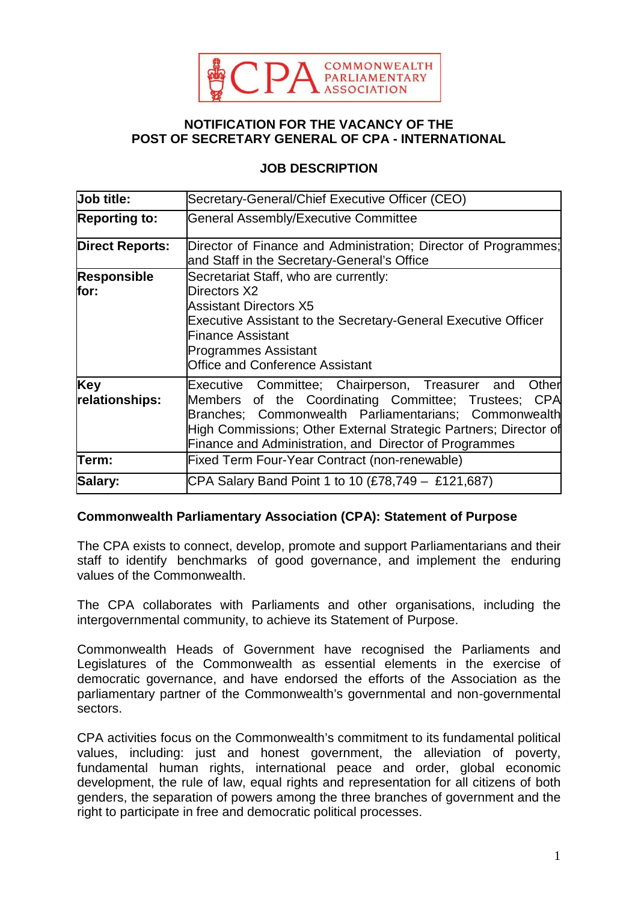# NOTIFICATION FOR THE VACANCY OF THE POST OF SECRETARY GENERAL OF CPA - INTERNATIONAL

## JOB DESCRIPTION

| **Job title:** | Secretary-General/Chief Executive Officer (CEO) |
|---|---|
| **Reporting to:** | General Assembly/Executive Committee |
| **Direct Reports:** | Director of Finance and Administration; Director of Programmes; and Staff in the Secretary-General's Office |
| **Responsible for:** | Secretariat Staff, who are currently:<br>Directors X2<br>Assistant Directors X5<br>Executive Assistant to the Secretary-General Executive Officer<br>Finance Assistant<br>Programmes Assistant<br>Office and Conference Assistant |
| **Key relationships:** | Executive Committee; Chairperson, Treasurer and Other Members of the Coordinating Committee; Trustees; CPA Branches; Commonwealth Parliamentarians; Commonwealth High Commissions; Other External Strategic Partners; Director of Finance and Administration, and Director of Programmes |
| **Term:** | Fixed Term Four-Year Contract (non-renewable) |
| **Salary:** | CPA Salary Band Point 1 to 10 (£78,749 – £121,687) |

### Commonwealth Parliamentary Association (CPA): Statement of Purpose

The CPA exists to connect, develop, promote and support Parliamentarians and their staff to identify benchmarks of good governance, and implement the enduring values of the Commonwealth.

The CPA collaborates with Parliaments and other organisations, including the intergovernmental community, to achieve its Statement of Purpose.

Commonwealth Heads of Government have recognised the Parliaments and Legislatures of the Commonwealth as essential elements in the exercise of democratic governance, and have endorsed the efforts of the Association as the parliamentary partner of the Commonwealth's governmental and non-governmental sectors.

CPA activities focus on the Commonwealth's commitment to its fundamental political values, including: just and honest government, the alleviation of poverty, fundamental human rights, international peace and order, global economic development, the rule of law, equal rights and representation for all citizens of both genders, the separation of powers among the three branches of government and the right to participate in free and democratic political processes.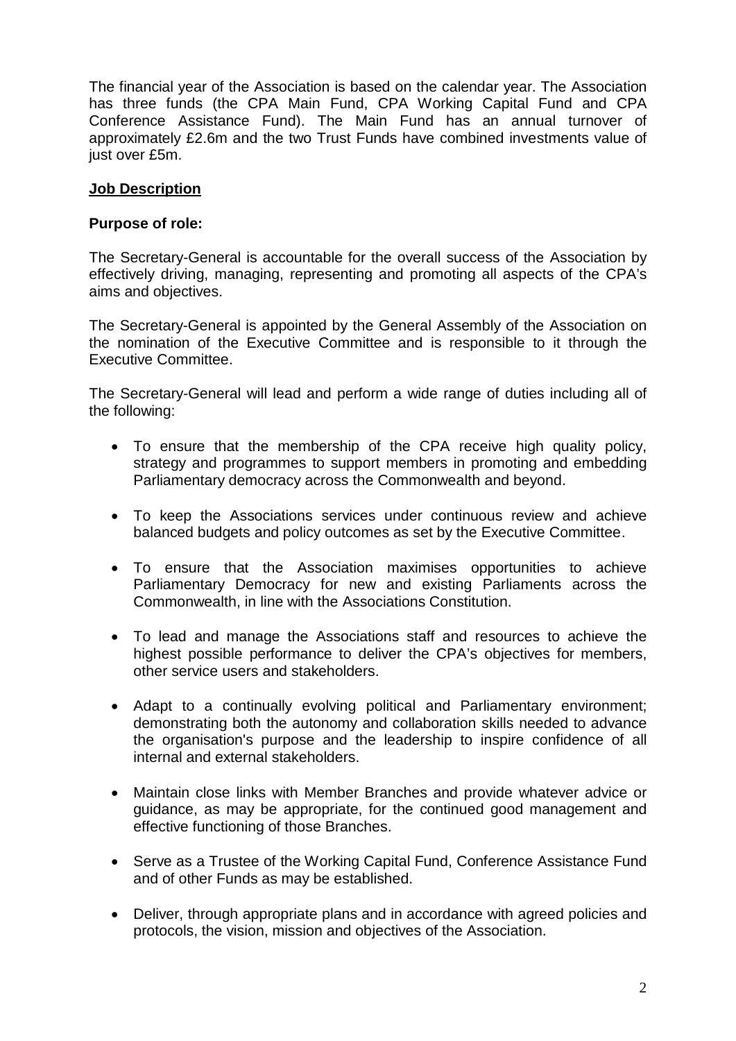The financial year of the Association is based on the calendar year. The Association has three funds (the CPA Main Fund, CPA Working Capital Fund and CPA Conference Assistance Fund). The Main Fund has an annual turnover of approximately £2.6m and the two Trust Funds have combined investments value of just over £5m.

**Job Description**

**Purpose of role:**

The Secretary-General is accountable for the overall success of the Association by effectively driving, managing, representing and promoting all aspects of the CPA's aims and objectives.

The Secretary-General is appointed by the General Assembly of the Association on the nomination of the Executive Committee and is responsible to it through the Executive Committee.

The Secretary-General will lead and perform a wide range of duties including all of the following:

- To ensure that the membership of the CPA receive high quality policy, strategy and programmes to support members in promoting and embedding Parliamentary democracy across the Commonwealth and beyond.
- To keep the Associations services under continuous review and achieve balanced budgets and policy outcomes as set by the Executive Committee.
- To ensure that the Association maximises opportunities to achieve Parliamentary Democracy for new and existing Parliaments across the Commonwealth, in line with the Associations Constitution.
- To lead and manage the Associations staff and resources to achieve the highest possible performance to deliver the CPA's objectives for members, other service users and stakeholders.
- Adapt to a continually evolving political and Parliamentary environment; demonstrating both the autonomy and collaboration skills needed to advance the organisation's purpose and the leadership to inspire confidence of all internal and external stakeholders.
- Maintain close links with Member Branches and provide whatever advice or guidance, as may be appropriate, for the continued good management and effective functioning of those Branches.
- Serve as a Trustee of the Working Capital Fund, Conference Assistance Fund and of other Funds as may be established.
- Deliver, through appropriate plans and in accordance with agreed policies and protocols, the vision, mission and objectives of the Association.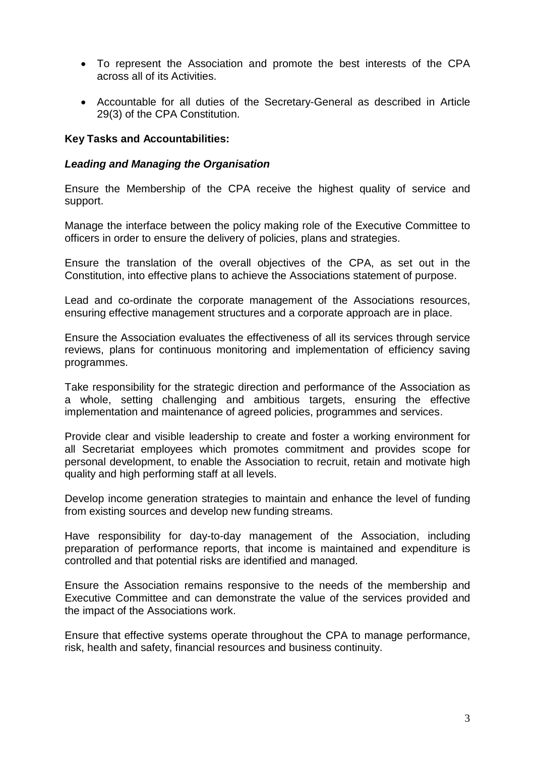- To represent the Association and promote the best interests of the CPA across all of its Activities.
- Accountable for all duties of the Secretary-General as described in Article 29(3) of the CPA Constitution.

**Key Tasks and Accountabilities:**

***Leading and Managing the Organisation***

Ensure the Membership of the CPA receive the highest quality of service and support.

Manage the interface between the policy making role of the Executive Committee to officers in order to ensure the delivery of policies, plans and strategies.

Ensure the translation of the overall objectives of the CPA, as set out in the Constitution, into effective plans to achieve the Associations statement of purpose.

Lead and co-ordinate the corporate management of the Associations resources, ensuring effective management structures and a corporate approach are in place.

Ensure the Association evaluates the effectiveness of all its services through service reviews, plans for continuous monitoring and implementation of efficiency saving programmes.

Take responsibility for the strategic direction and performance of the Association as a whole, setting challenging and ambitious targets, ensuring the effective implementation and maintenance of agreed policies, programmes and services.

Provide clear and visible leadership to create and foster a working environment for all Secretariat employees which promotes commitment and provides scope for personal development, to enable the Association to recruit, retain and motivate high quality and high performing staff at all levels.

Develop income generation strategies to maintain and enhance the level of funding from existing sources and develop new funding streams.

Have responsibility for day-to-day management of the Association, including preparation of performance reports, that income is maintained and expenditure is controlled and that potential risks are identified and managed.

Ensure the Association remains responsive to the needs of the membership and Executive Committee and can demonstrate the value of the services provided and the impact of the Associations work.

Ensure that effective systems operate throughout the CPA to manage performance, risk, health and safety, financial resources and business continuity.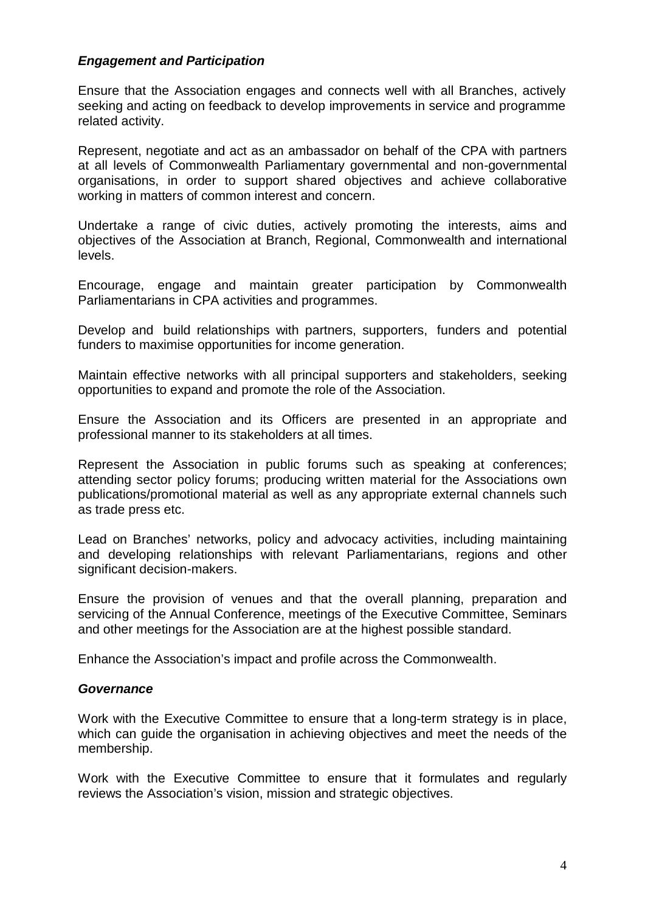***Engagement and Participation***

Ensure that the Association engages and connects well with all Branches, actively seeking and acting on feedback to develop improvements in service and programme related activity.

Represent, negotiate and act as an ambassador on behalf of the CPA with partners at all levels of Commonwealth Parliamentary governmental and non-governmental organisations, in order to support shared objectives and achieve collaborative working in matters of common interest and concern.

Undertake a range of civic duties, actively promoting the interests, aims and objectives of the Association at Branch, Regional, Commonwealth and international levels.

Encourage, engage and maintain greater participation by Commonwealth Parliamentarians in CPA activities and programmes.

Develop and build relationships with partners, supporters, funders and potential funders to maximise opportunities for income generation.

Maintain effective networks with all principal supporters and stakeholders, seeking opportunities to expand and promote the role of the Association.

Ensure the Association and its Officers are presented in an appropriate and professional manner to its stakeholders at all times.

Represent the Association in public forums such as speaking at conferences; attending sector policy forums; producing written material for the Associations own publications/promotional material as well as any appropriate external channels such as trade press etc.

Lead on Branches' networks, policy and advocacy activities, including maintaining and developing relationships with relevant Parliamentarians, regions and other significant decision-makers.

Ensure the provision of venues and that the overall planning, preparation and servicing of the Annual Conference, meetings of the Executive Committee, Seminars and other meetings for the Association are at the highest possible standard.

Enhance the Association's impact and profile across the Commonwealth.

***Governance***

Work with the Executive Committee to ensure that a long-term strategy is in place, which can guide the organisation in achieving objectives and meet the needs of the membership.

Work with the Executive Committee to ensure that it formulates and regularly reviews the Association's vision, mission and strategic objectives.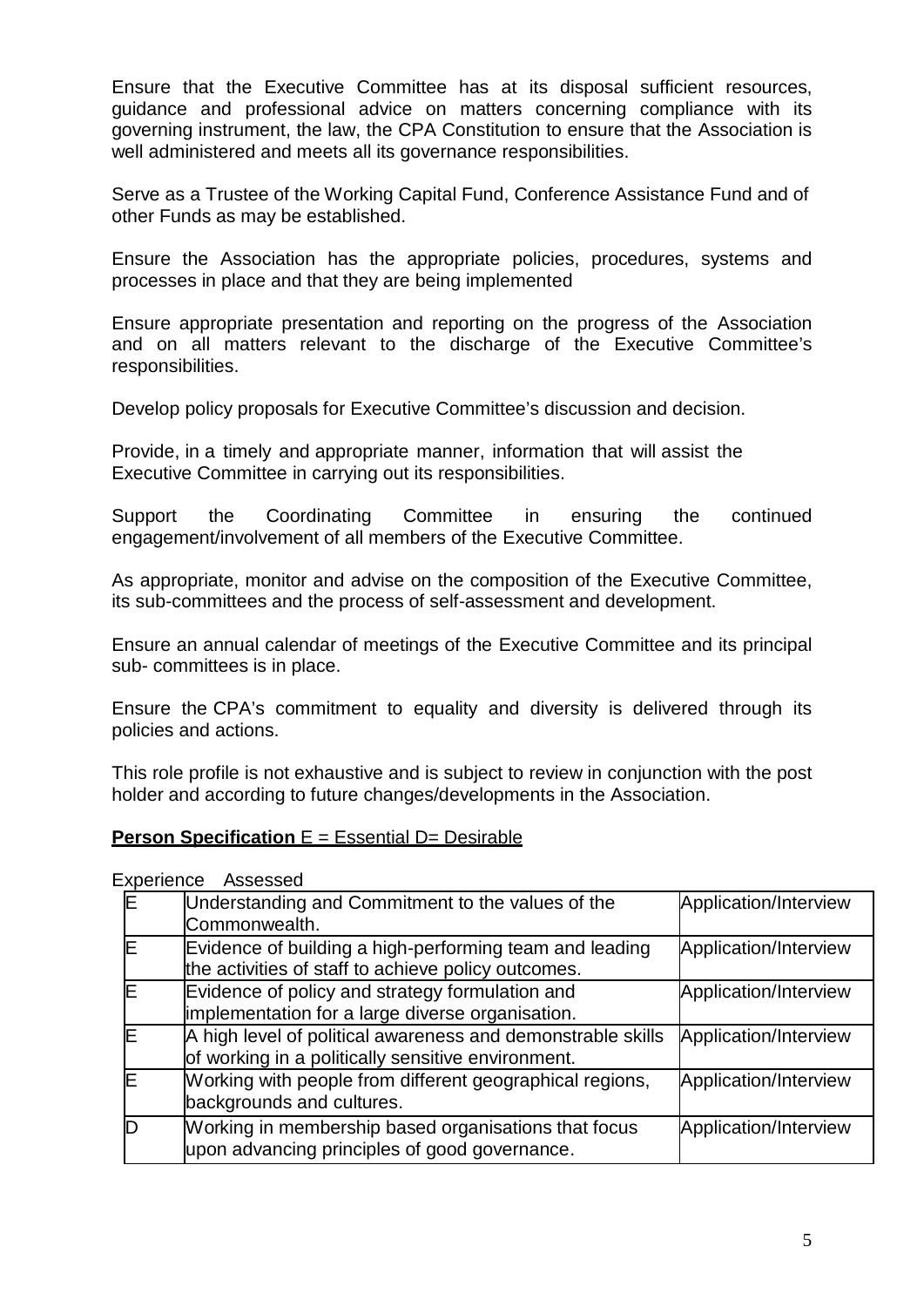Ensure that the Executive Committee has at its disposal sufficient resources, guidance and professional advice on matters concerning compliance with its governing instrument, the law, the CPA Constitution to ensure that the Association is well administered and meets all its governance responsibilities.

Serve as a Trustee of the Working Capital Fund, Conference Assistance Fund and of other Funds as may be established.

Ensure the Association has the appropriate policies, procedures, systems and processes in place and that they are being implemented

Ensure appropriate presentation and reporting on the progress of the Association and on all matters relevant to the discharge of the Executive Committee's responsibilities.

Develop policy proposals for Executive Committee's discussion and decision.

Provide, in a timely and appropriate manner, information that will assist the Executive Committee in carrying out its responsibilities.

Support the Coordinating Committee in ensuring the continued engagement/involvement of all members of the Executive Committee.

As appropriate, monitor and advise on the composition of the Executive Committee, its sub-committees and the process of self-assessment and development.

Ensure an annual calendar of meetings of the Executive Committee and its principal sub- committees is in place.

Ensure the CPA's commitment to equality and diversity is delivered through its policies and actions.

This role profile is not exhaustive and is subject to review in conjunction with the post holder and according to future changes/developments in the Association.

**Person Specification** E = Essential D= Desirable

| Experience | | Assessed |
|---|---|---|
| E | Understanding and Commitment to the values of the Commonwealth. | Application/Interview |
| E | Evidence of building a high-performing team and leading the activities of staff to achieve policy outcomes. | Application/Interview |
| E | Evidence of policy and strategy formulation and implementation for a large diverse organisation. | Application/Interview |
| E | A high level of political awareness and demonstrable skills of working in a politically sensitive environment. | Application/Interview |
| E | Working with people from different geographical regions, backgrounds and cultures. | Application/Interview |
| D | Working in membership based organisations that focus upon advancing principles of good governance. | Application/Interview |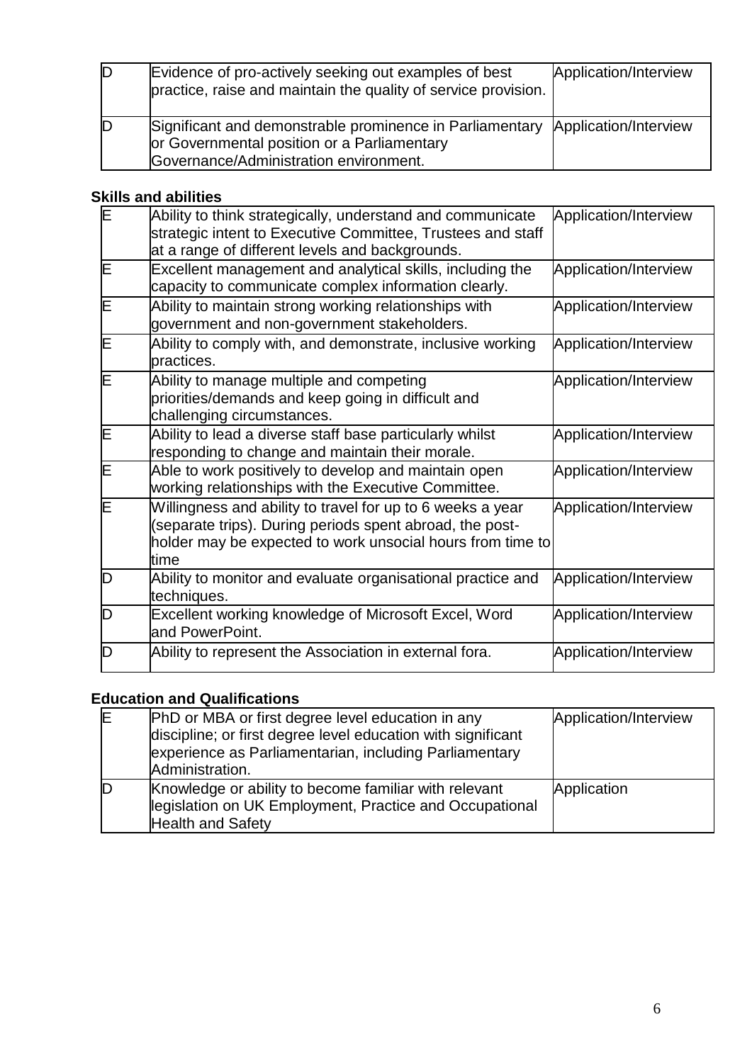| | | |
|---|---|---|
| D | Evidence of pro-actively seeking out examples of best practice, raise and maintain the quality of service provision. | Application/Interview |
| D | Significant and demonstrable prominence in Parliamentary or Governmental position or a Parliamentary Governance/Administration environment. | Application/Interview |

**Skills and abilities**

| | | |
|---|---|---|
| E | Ability to think strategically, understand and communicate strategic intent to Executive Committee, Trustees and staff at a range of different levels and backgrounds. | Application/Interview |
| E | Excellent management and analytical skills, including the capacity to communicate complex information clearly. | Application/Interview |
| E | Ability to maintain strong working relationships with government and non-government stakeholders. | Application/Interview |
| E | Ability to comply with, and demonstrate, inclusive working practices. | Application/Interview |
| E | Ability to manage multiple and competing priorities/demands and keep going in difficult and challenging circumstances. | Application/Interview |
| E | Ability to lead a diverse staff base particularly whilst responding to change and maintain their morale. | Application/Interview |
| E | Able to work positively to develop and maintain open working relationships with the Executive Committee. | Application/Interview |
| E | Willingness and ability to travel for up to 6 weeks a year (separate trips). During periods spent abroad, the post-holder may be expected to work unsocial hours from time to time | Application/Interview |
| D | Ability to monitor and evaluate organisational practice and techniques. | Application/Interview |
| D | Excellent working knowledge of Microsoft Excel, Word and PowerPoint. | Application/Interview |
| D | Ability to represent the Association in external fora. | Application/Interview |

**Education and Qualifications**

| | | |
|---|---|---|
| E | PhD or MBA or first degree level education in any discipline; or first degree level education with significant experience as Parliamentarian, including Parliamentary Administration. | Application/Interview |
| D | Knowledge or ability to become familiar with relevant legislation on UK Employment, Practice and Occupational Health and Safety | Application |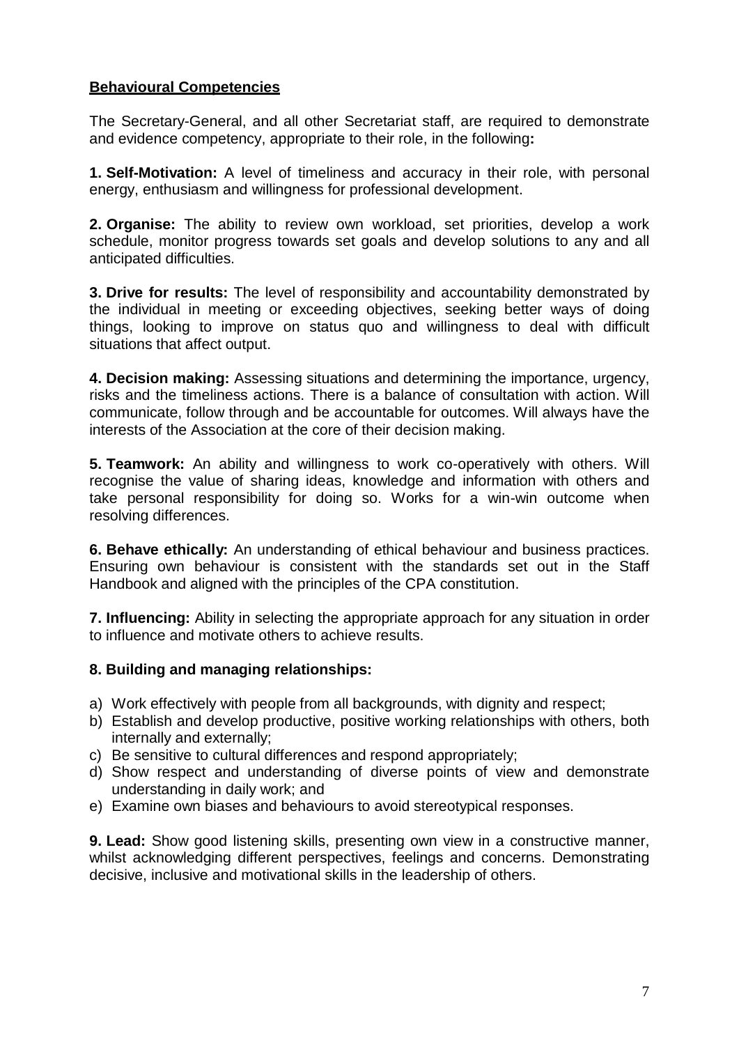## Behavioural Competencies

The Secretary-General, and all other Secretariat staff, are required to demonstrate and evidence competency, appropriate to their role, in the following**:**

**1. Self-Motivation:** A level of timeliness and accuracy in their role, with personal energy, enthusiasm and willingness for professional development.

**2. Organise:** The ability to review own workload, set priorities, develop a work schedule, monitor progress towards set goals and develop solutions to any and all anticipated difficulties.

**3. Drive for results:** The level of responsibility and accountability demonstrated by the individual in meeting or exceeding objectives, seeking better ways of doing things, looking to improve on status quo and willingness to deal with difficult situations that affect output.

**4. Decision making:** Assessing situations and determining the importance, urgency, risks and the timeliness actions. There is a balance of consultation with action. Will communicate, follow through and be accountable for outcomes. Will always have the interests of the Association at the core of their decision making.

**5. Teamwork:** An ability and willingness to work co-operatively with others. Will recognise the value of sharing ideas, knowledge and information with others and take personal responsibility for doing so. Works for a win-win outcome when resolving differences.

**6. Behave ethically:** An understanding of ethical behaviour and business practices. Ensuring own behaviour is consistent with the standards set out in the Staff Handbook and aligned with the principles of the CPA constitution.

**7. Influencing:** Ability in selecting the appropriate approach for any situation in order to influence and motivate others to achieve results.

**8. Building and managing relationships:**

a) Work effectively with people from all backgrounds, with dignity and respect;
b) Establish and develop productive, positive working relationships with others, both internally and externally;
c) Be sensitive to cultural differences and respond appropriately;
d) Show respect and understanding of diverse points of view and demonstrate understanding in daily work; and
e) Examine own biases and behaviours to avoid stereotypical responses.

**9. Lead:** Show good listening skills, presenting own view in a constructive manner, whilst acknowledging different perspectives, feelings and concerns. Demonstrating decisive, inclusive and motivational skills in the leadership of others.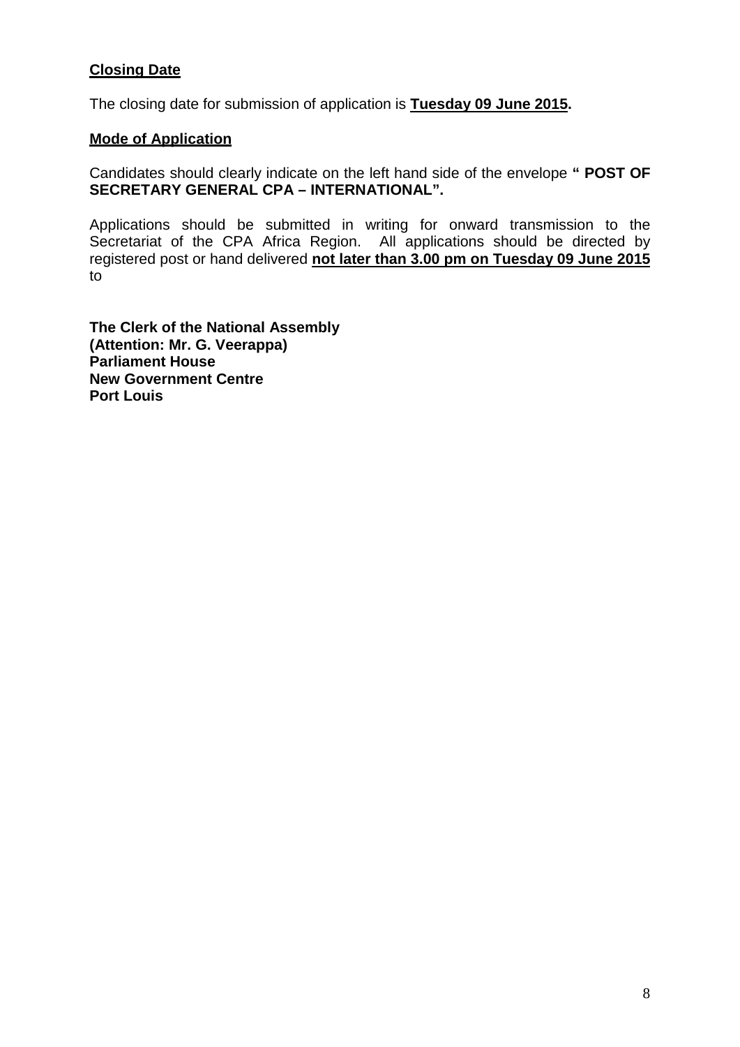**<u>Closing Date</u>**

The closing date for submission of application is **<u>Tuesday 09 June 2015</u>.**

**<u>Mode of Application</u>**

Candidates should clearly indicate on the left hand side of the envelope **" POST OF SECRETARY GENERAL CPA – INTERNATIONAL".**

Applications should be submitted in writing for onward transmission to the Secretariat of the CPA Africa Region. All applications should be directed by registered post or hand delivered **<u>not later than 3.00 pm on Tuesday 09 June 2015</u>** to

**The Clerk of the National Assembly**
**(Attention: Mr. G. Veerappa)**
**Parliament House**
**New Government Centre**
**Port Louis**